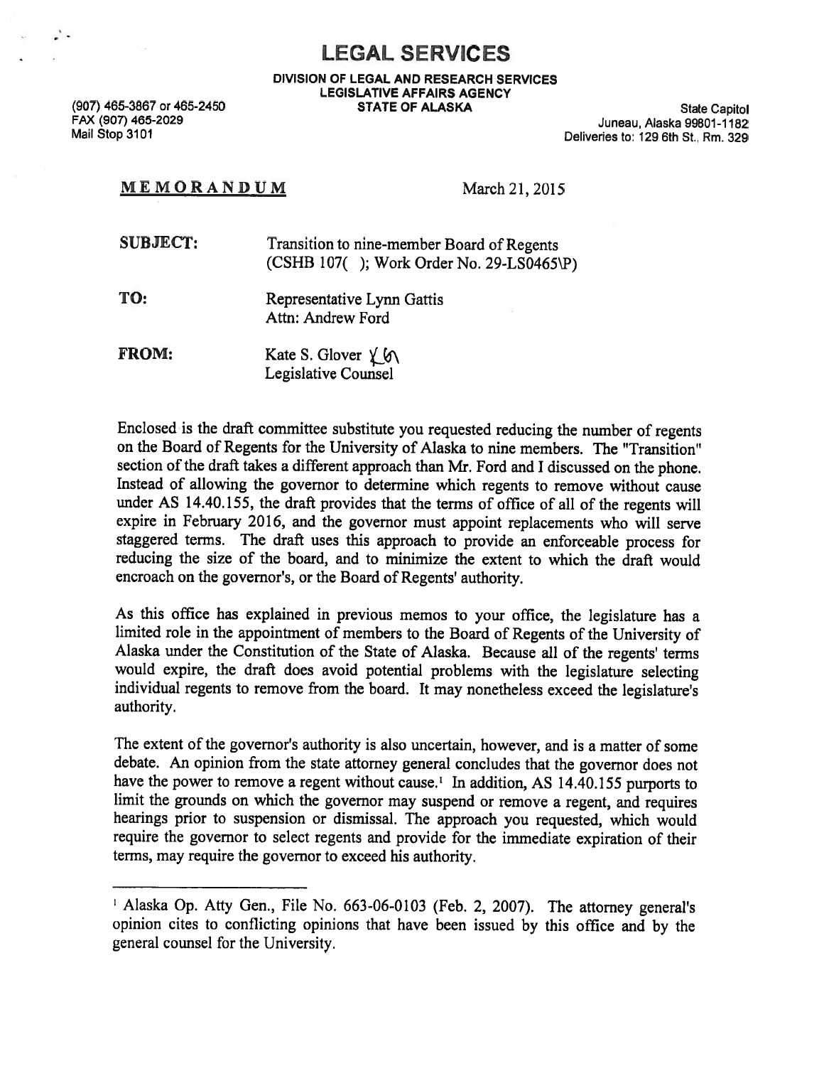# LEGAL SERVICES

**DIVISION OF LEGAL AND RESEARCH SERVICES**
**LEGISLATIVE AFFAIRS AGENCY**
**STATE OF ALASKA**

(907) 465-3867 or 465-2450
FAX (907) 465-2029
Mail Stop 3101

State Capitol
Juneau, Alaska 99801-1182
Deliveries to: 129 6th St., Rm. 329

**MEMORANDUM** March 21, 2015

**SUBJECT:** Transition to nine-member Board of Regents (CSHB 107( ); Work Order No. 29-LS0465\P)

**TO:** Representative Lynn Gattis
Attn: Andrew Ford

**FROM:** Kate S. Glover
Legislative Counsel

Enclosed is the draft committee substitute you requested reducing the number of regents on the Board of Regents for the University of Alaska to nine members. The "Transition" section of the draft takes a different approach than Mr. Ford and I discussed on the phone. Instead of allowing the governor to determine which regents to remove without cause under AS 14.40.155, the draft provides that the terms of office of all of the regents will expire in February 2016, and the governor must appoint replacements who will serve staggered terms. The draft uses this approach to provide an enforceable process for reducing the size of the board, and to minimize the extent to which the draft would encroach on the governor's, or the Board of Regents' authority.

As this office has explained in previous memos to your office, the legislature has a limited role in the appointment of members to the Board of Regents of the University of Alaska under the Constitution of the State of Alaska. Because all of the regents' terms would expire, the draft does avoid potential problems with the legislature selecting individual regents to remove from the board. It may nonetheless exceed the legislature's authority.

The extent of the governor's authority is also uncertain, however, and is a matter of some debate. An opinion from the state attorney general concludes that the governor does not have the power to remove a regent without cause.[1] In addition, AS 14.40.155 purports to limit the grounds on which the governor may suspend or remove a regent, and requires hearings prior to suspension or dismissal. The approach you requested, which would require the governor to select regents and provide for the immediate expiration of their terms, may require the governor to exceed his authority.

---

[1] Alaska Op. Atty Gen., File No. 663-06-0103 (Feb. 2, 2007). The attorney general's opinion cites to conflicting opinions that have been issued by this office and by the general counsel for the University.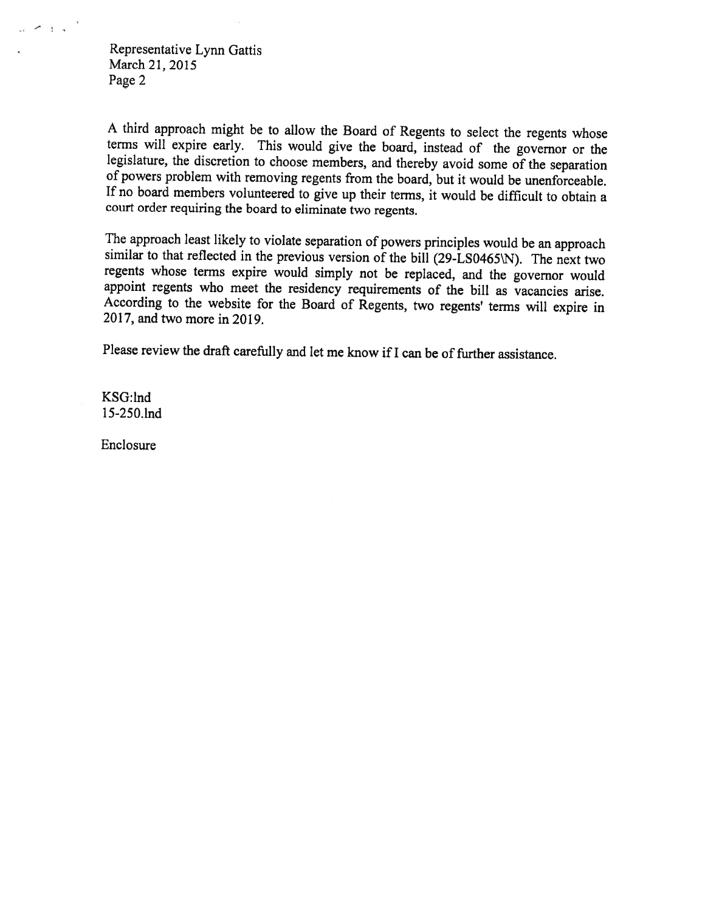A third approach might be to allow the Board of Regents to select the regents whose terms will expire early. This would give the board, instead of the governor or the legislature, the discretion to choose members, and thereby avoid some of the separation of powers problem with removing regents from the board, but it would be unenforceable. If no board members volunteered to give up their terms, it would be difficult to obtain a court order requiring the board to eliminate two regents.

The approach least likely to violate separation of powers principles would be an approach similar to that reflected in the previous version of the bill (29-LS0465\N). The next two regents whose terms expire would simply not be replaced, and the governor would appoint regents who meet the residency requirements of the bill as vacancies arise. According to the website for the Board of Regents, two regents' terms will expire in 2017, and two more in 2019.

Please review the draft carefully and let me know if I can be of further assistance.

KSG:lnd
15-250.lnd

Enclosure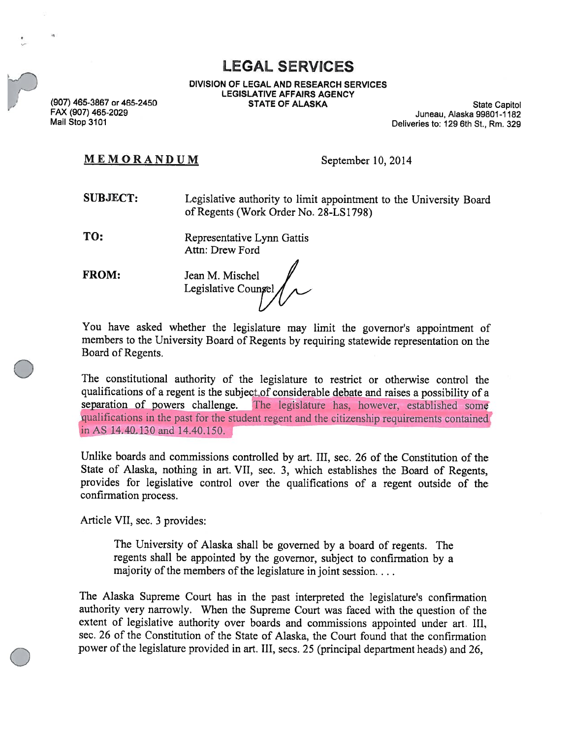# LEGAL SERVICES

**DIVISION OF LEGAL AND RESEARCH SERVICES**
**LEGISLATIVE AFFAIRS AGENCY**
**STATE OF ALASKA**

(907) 465-3867 or 465-2450
FAX (907) 465-2029
Mail Stop 3101

State Capitol
Juneau, Alaska 99801-1182
Deliveries to: 129 6th St., Rm. 329

**MEMORANDUM**

September 10, 2014

**SUBJECT:** Legislative authority to limit appointment to the University Board of Regents (Work Order No. 28-LS1798)

**TO:** Representative Lynn Gattis
Attn: Drew Ford

**FROM:** Jean M. Mischel
Legislative Counsel

You have asked whether the legislature may limit the governor's appointment of members to the University Board of Regents by requiring statewide representation on the Board of Regents.

The constitutional authority of the legislature to restrict or otherwise control the qualifications of a regent is the subject of considerable debate and raises a possibility of a separation of powers challenge. The legislature has, however, established some qualifications in the past for the student regent and the citizenship requirements contained in AS 14.40.130 and 14.40.150.

Unlike boards and commissions controlled by art. III, sec. 26 of the Constitution of the State of Alaska, nothing in art. VII, sec. 3, which establishes the Board of Regents, provides for legislative control over the qualifications of a regent outside of the confirmation process.

Article VII, sec. 3 provides:

> The University of Alaska shall be governed by a board of regents. The regents shall be appointed by the governor, subject to confirmation by a majority of the members of the legislature in joint session. . . .

The Alaska Supreme Court has in the past interpreted the legislature's confirmation authority very narrowly. When the Supreme Court was faced with the question of the extent of legislative authority over boards and commissions appointed under art. III, sec. 26 of the Constitution of the State of Alaska, the Court found that the confirmation power of the legislature provided in art. III, secs. 25 (principal department heads) and 26,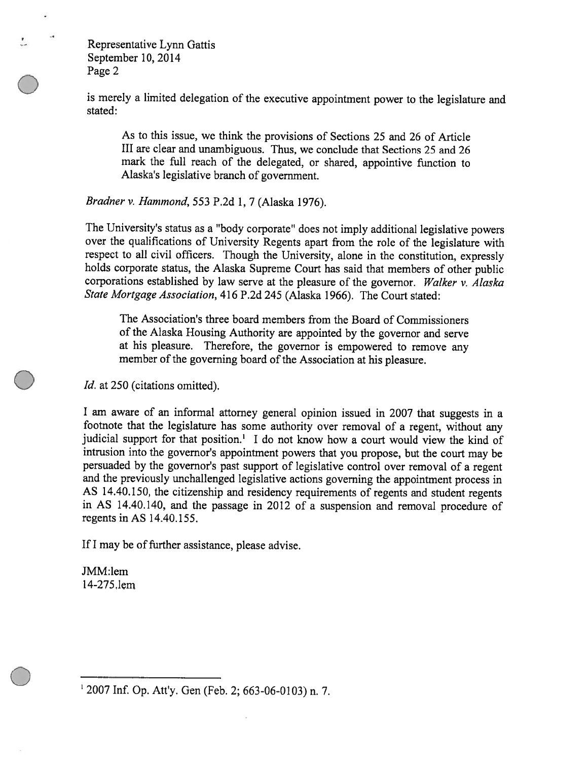is merely a limited delegation of the executive appointment power to the legislature and stated:

> As to this issue, we think the provisions of Sections 25 and 26 of Article III are clear and unambiguous. Thus, we conclude that Sections 25 and 26 mark the full reach of the delegated, or shared, appointive function to Alaska's legislative branch of government.

*Bradner v. Hammond*, 553 P.2d 1, 7 (Alaska 1976).

The University's status as a "body corporate" does not imply additional legislative powers over the qualifications of University Regents apart from the role of the legislature with respect to all civil officers. Though the University, alone in the constitution, expressly holds corporate status, the Alaska Supreme Court has said that members of other public corporations established by law serve at the pleasure of the governor. *Walker v. Alaska State Mortgage Association*, 416 P.2d 245 (Alaska 1966). The Court stated:

> The Association's three board members from the Board of Commissioners of the Alaska Housing Authority are appointed by the governor and serve at his pleasure. Therefore, the governor is empowered to remove any member of the governing board of the Association at his pleasure.

*Id.* at 250 (citations omitted).

I am aware of an informal attorney general opinion issued in 2007 that suggests in a footnote that the legislature has some authority over removal of a regent, without any judicial support for that position.[1] I do not know how a court would view the kind of intrusion into the governor's appointment powers that you propose, but the court may be persuaded by the governor's past support of legislative control over removal of a regent and the previously unchallenged legislative actions governing the appointment process in AS 14.40.150, the citizenship and residency requirements of regents and student regents in AS 14.40.140, and the passage in 2012 of a suspension and removal procedure of regents in AS 14.40.155.

If I may be of further assistance, please advise.

JMM:lem
14-275.lem

[1] 2007 Inf. Op. Att'y. Gen (Feb. 2; 663-06-0103) n. 7.